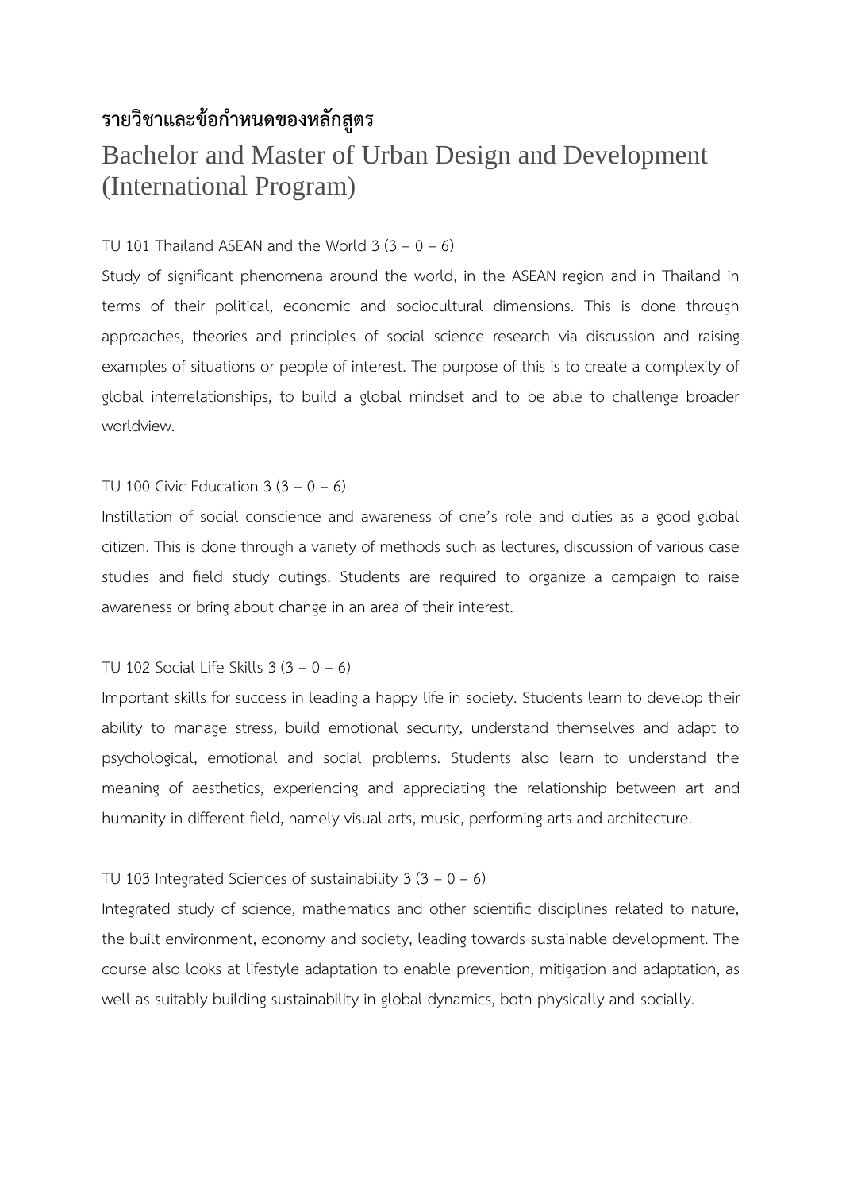# รายวิชาและข้อกำหนดของหลักสูตร

# Bachelor and Master of Urban Design and Development (International Program)

TU 101 Thailand ASEAN and the World 3 (3 – 0 – 6)

Study of significant phenomena around the world, in the ASEAN region and in Thailand in terms of their political, economic and sociocultural dimensions. This is done through approaches, theories and principles of social science research via discussion and raising examples of situations or people of interest. The purpose of this is to create a complexity of global interrelationships, to build a global mindset and to be able to challenge broader worldview.

TU 100 Civic Education 3 (3 – 0 – 6)

Instillation of social conscience and awareness of one's role and duties as a good global citizen. This is done through a variety of methods such as lectures, discussion of various case studies and field study outings. Students are required to organize a campaign to raise awareness or bring about change in an area of their interest.

TU 102 Social Life Skills 3 (3 – 0 – 6)

Important skills for success in leading a happy life in society. Students learn to develop their ability to manage stress, build emotional security, understand themselves and adapt to psychological, emotional and social problems. Students also learn to understand the meaning of aesthetics, experiencing and appreciating the relationship between art and humanity in different field, namely visual arts, music, performing arts and architecture.

TU 103 Integrated Sciences of sustainability 3 (3 – 0 – 6)

Integrated study of science, mathematics and other scientific disciplines related to nature, the built environment, economy and society, leading towards sustainable development. The course also looks at lifestyle adaptation to enable prevention, mitigation and adaptation, as well as suitably building sustainability in global dynamics, both physically and socially.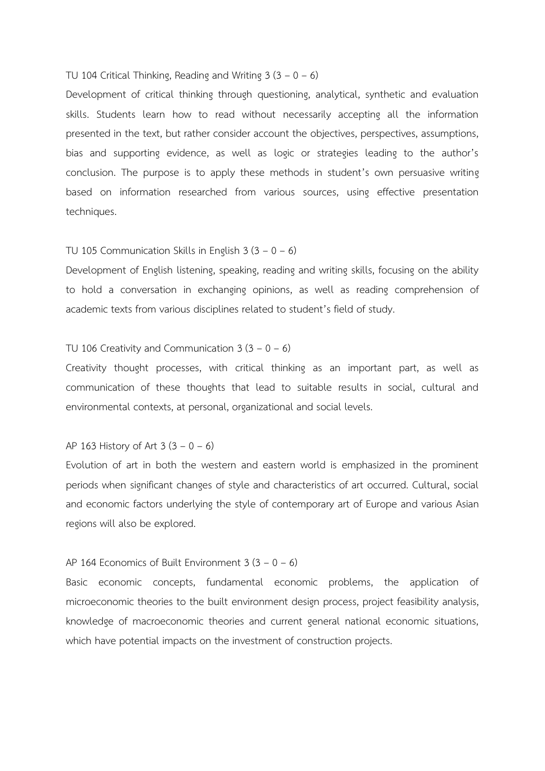TU 104 Critical Thinking, Reading and Writing 3 (3 – 0 – 6)

Development of critical thinking through questioning, analytical, synthetic and evaluation skills. Students learn how to read without necessarily accepting all the information presented in the text, but rather consider account the objectives, perspectives, assumptions, bias and supporting evidence, as well as logic or strategies leading to the author's conclusion. The purpose is to apply these methods in student's own persuasive writing based on information researched from various sources, using effective presentation techniques.

TU 105 Communication Skills in English 3 (3 – 0 – 6)

Development of English listening, speaking, reading and writing skills, focusing on the ability to hold a conversation in exchanging opinions, as well as reading comprehension of academic texts from various disciplines related to student's field of study.

TU 106 Creativity and Communication 3 (3 – 0 – 6)

Creativity thought processes, with critical thinking as an important part, as well as communication of these thoughts that lead to suitable results in social, cultural and environmental contexts, at personal, organizational and social levels.

AP 163 History of Art 3 (3 – 0 – 6)

Evolution of art in both the western and eastern world is emphasized in the prominent periods when significant changes of style and characteristics of art occurred. Cultural, social and economic factors underlying the style of contemporary art of Europe and various Asian regions will also be explored.

AP 164 Economics of Built Environment 3 (3 – 0 – 6)

Basic economic concepts, fundamental economic problems, the application of microeconomic theories to the built environment design process, project feasibility analysis, knowledge of macroeconomic theories and current general national economic situations, which have potential impacts on the investment of construction projects.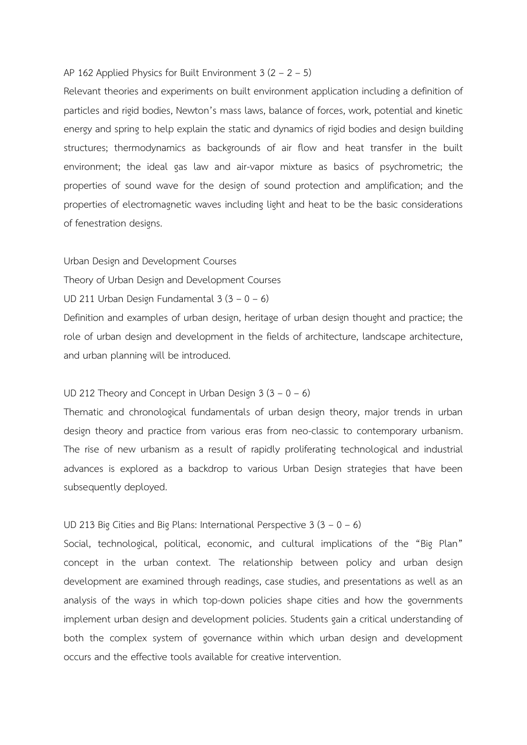AP 162 Applied Physics for Built Environment 3 (2 – 2 – 5)

Relevant theories and experiments on built environment application including a definition of particles and rigid bodies, Newton's mass laws, balance of forces, work, potential and kinetic energy and spring to help explain the static and dynamics of rigid bodies and design building structures; thermodynamics as backgrounds of air flow and heat transfer in the built environment; the ideal gas law and air-vapor mixture as basics of psychrometric; the properties of sound wave for the design of sound protection and amplification; and the properties of electromagnetic waves including light and heat to be the basic considerations of fenestration designs.

Urban Design and Development Courses

Theory of Urban Design and Development Courses

UD 211 Urban Design Fundamental 3 (3 – 0 – 6)

Definition and examples of urban design, heritage of urban design thought and practice; the role of urban design and development in the fields of architecture, landscape architecture, and urban planning will be introduced.

UD 212 Theory and Concept in Urban Design 3 (3 – 0 – 6)

Thematic and chronological fundamentals of urban design theory, major trends in urban design theory and practice from various eras from neo-classic to contemporary urbanism. The rise of new urbanism as a result of rapidly proliferating technological and industrial advances is explored as a backdrop to various Urban Design strategies that have been subsequently deployed.

UD 213 Big Cities and Big Plans: International Perspective 3 (3 – 0 – 6)

Social, technological, political, economic, and cultural implications of the "Big Plan" concept in the urban context. The relationship between policy and urban design development are examined through readings, case studies, and presentations as well as an analysis of the ways in which top-down policies shape cities and how the governments implement urban design and development policies. Students gain a critical understanding of both the complex system of governance within which urban design and development occurs and the effective tools available for creative intervention.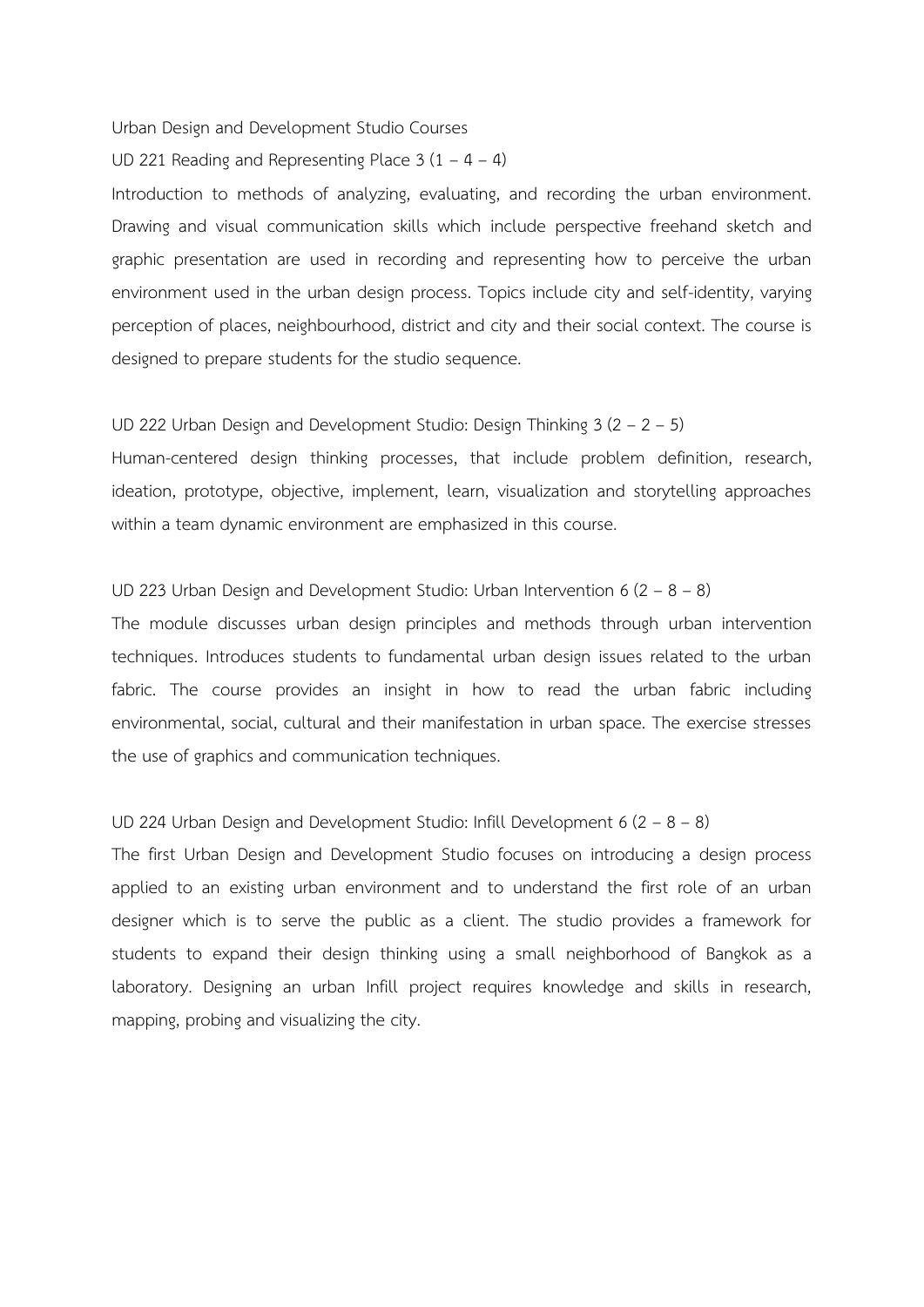Urban Design and Development Studio Courses

UD 221 Reading and Representing Place 3 (1 – 4 – 4)

Introduction to methods of analyzing, evaluating, and recording the urban environment. Drawing and visual communication skills which include perspective freehand sketch and graphic presentation are used in recording and representing how to perceive the urban environment used in the urban design process. Topics include city and self-identity, varying perception of places, neighbourhood, district and city and their social context. The course is designed to prepare students for the studio sequence.

UD 222 Urban Design and Development Studio: Design Thinking 3 (2 – 2 – 5)

Human-centered design thinking processes, that include problem definition, research, ideation, prototype, objective, implement, learn, visualization and storytelling approaches within a team dynamic environment are emphasized in this course.

UD 223 Urban Design and Development Studio: Urban Intervention 6 (2 – 8 – 8)

The module discusses urban design principles and methods through urban intervention techniques. Introduces students to fundamental urban design issues related to the urban fabric. The course provides an insight in how to read the urban fabric including environmental, social, cultural and their manifestation in urban space. The exercise stresses the use of graphics and communication techniques.

UD 224 Urban Design and Development Studio: Infill Development 6 (2 – 8 – 8)

The first Urban Design and Development Studio focuses on introducing a design process applied to an existing urban environment and to understand the first role of an urban designer which is to serve the public as a client. The studio provides a framework for students to expand their design thinking using a small neighborhood of Bangkok as a laboratory. Designing an urban Infill project requires knowledge and skills in research, mapping, probing and visualizing the city.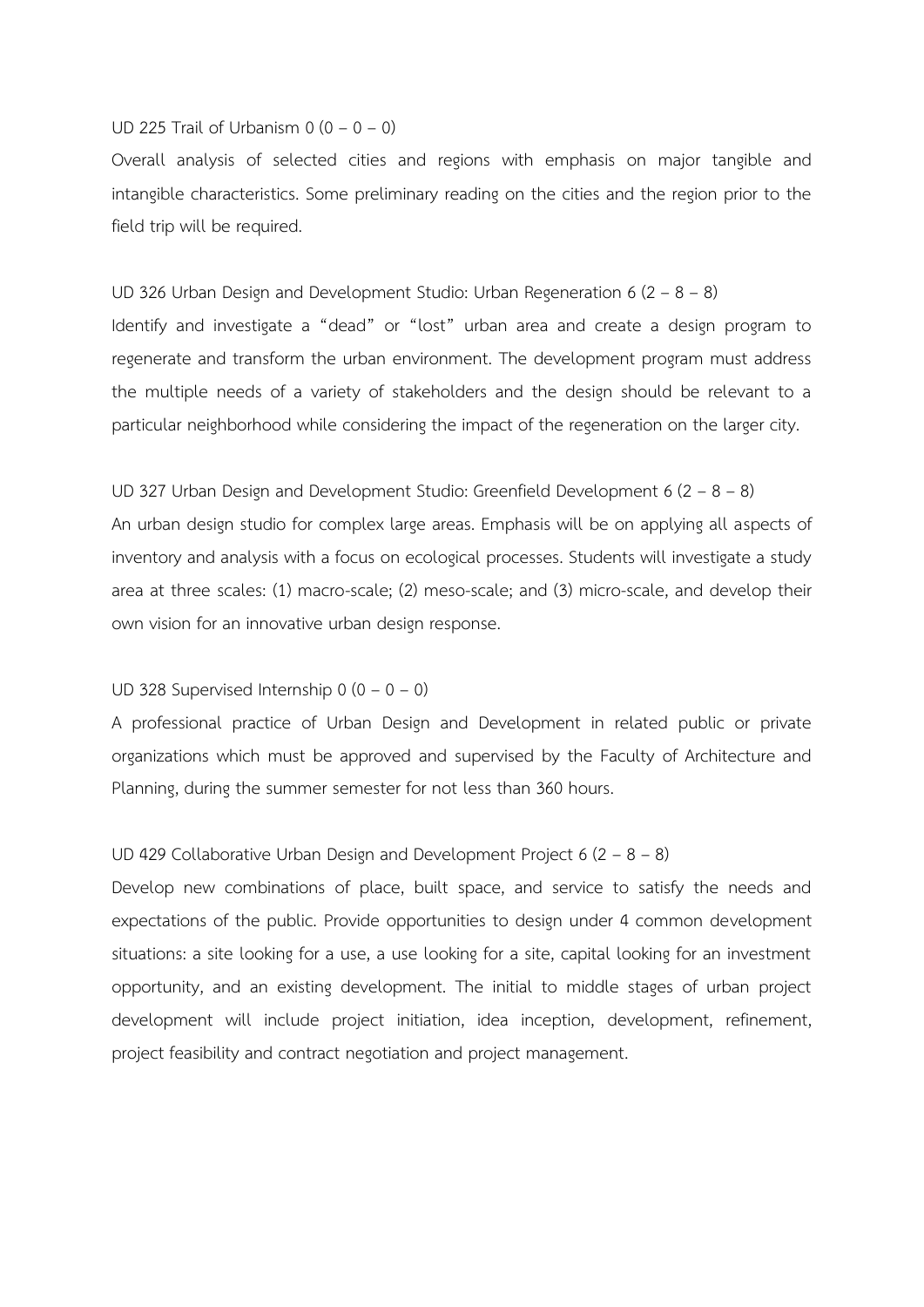UD 225 Trail of Urbanism 0 (0 – 0 – 0)

Overall analysis of selected cities and regions with emphasis on major tangible and intangible characteristics. Some preliminary reading on the cities and the region prior to the field trip will be required.

UD 326 Urban Design and Development Studio: Urban Regeneration 6 (2 – 8 – 8)

Identify and investigate a "dead" or "lost" urban area and create a design program to regenerate and transform the urban environment. The development program must address the multiple needs of a variety of stakeholders and the design should be relevant to a particular neighborhood while considering the impact of the regeneration on the larger city.

UD 327 Urban Design and Development Studio: Greenfield Development 6 (2 – 8 – 8)

An urban design studio for complex large areas. Emphasis will be on applying all aspects of inventory and analysis with a focus on ecological processes. Students will investigate a study area at three scales: (1) macro-scale; (2) meso-scale; and (3) micro-scale, and develop their own vision for an innovative urban design response.

UD 328 Supervised Internship 0 (0 – 0 – 0)

A professional practice of Urban Design and Development in related public or private organizations which must be approved and supervised by the Faculty of Architecture and Planning, during the summer semester for not less than 360 hours.

UD 429 Collaborative Urban Design and Development Project 6 (2 – 8 – 8)

Develop new combinations of place, built space, and service to satisfy the needs and expectations of the public. Provide opportunities to design under 4 common development situations: a site looking for a use, a use looking for a site, capital looking for an investment opportunity, and an existing development. The initial to middle stages of urban project development will include project initiation, idea inception, development, refinement, project feasibility and contract negotiation and project management.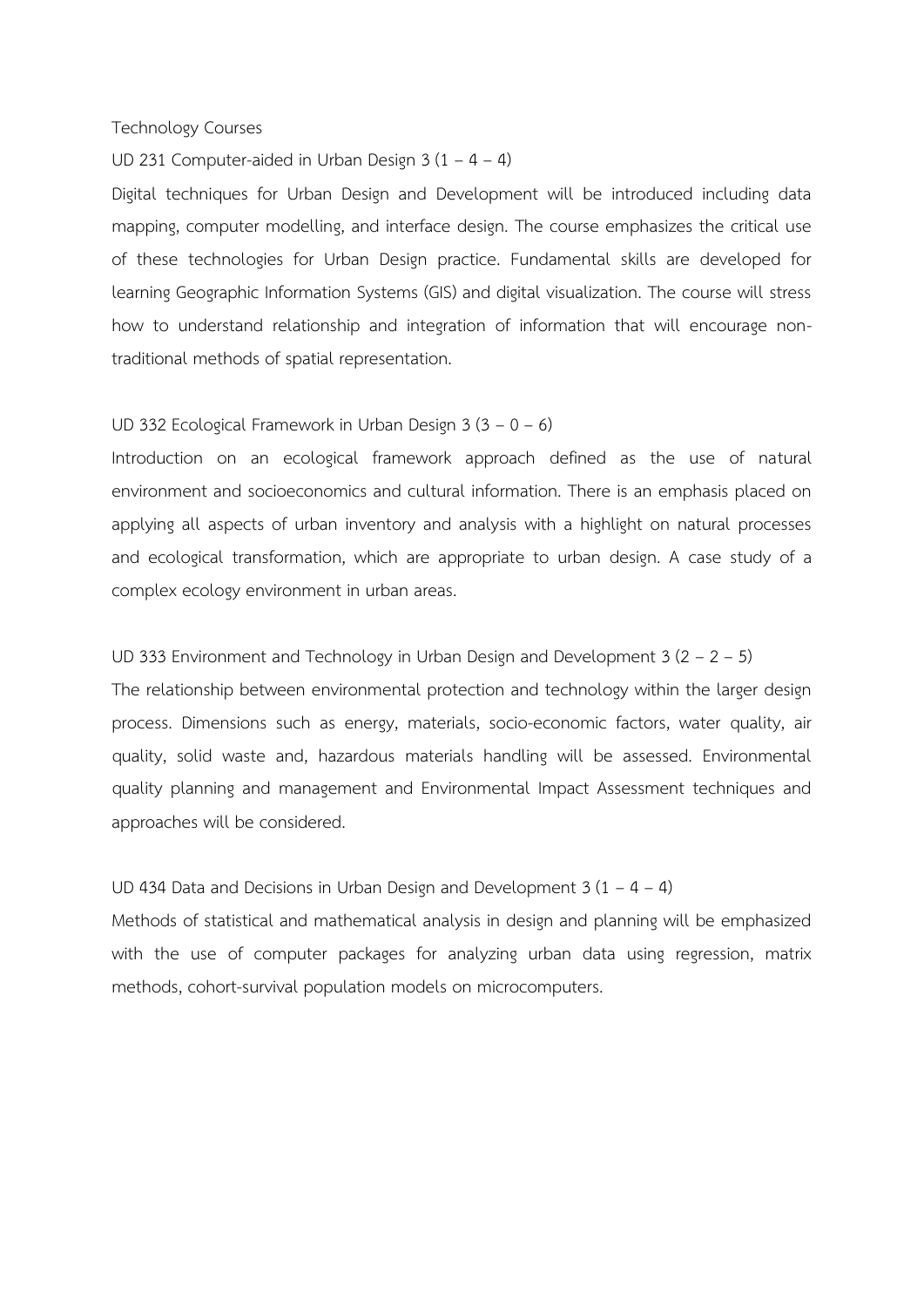Technology Courses

UD 231 Computer-aided in Urban Design 3 (1 – 4 – 4)

Digital techniques for Urban Design and Development will be introduced including data mapping, computer modelling, and interface design. The course emphasizes the critical use of these technologies for Urban Design practice. Fundamental skills are developed for learning Geographic Information Systems (GIS) and digital visualization. The course will stress how to understand relationship and integration of information that will encourage non-traditional methods of spatial representation.

UD 332 Ecological Framework in Urban Design 3 (3 – 0 – 6)

Introduction on an ecological framework approach defined as the use of natural environment and socioeconomics and cultural information. There is an emphasis placed on applying all aspects of urban inventory and analysis with a highlight on natural processes and ecological transformation, which are appropriate to urban design. A case study of a complex ecology environment in urban areas.

UD 333 Environment and Technology in Urban Design and Development 3 (2 – 2 – 5)

The relationship between environmental protection and technology within the larger design process. Dimensions such as energy, materials, socio-economic factors, water quality, air quality, solid waste and, hazardous materials handling will be assessed. Environmental quality planning and management and Environmental Impact Assessment techniques and approaches will be considered.

UD 434 Data and Decisions in Urban Design and Development 3 (1 – 4 – 4)

Methods of statistical and mathematical analysis in design and planning will be emphasized with the use of computer packages for analyzing urban data using regression, matrix methods, cohort-survival population models on microcomputers.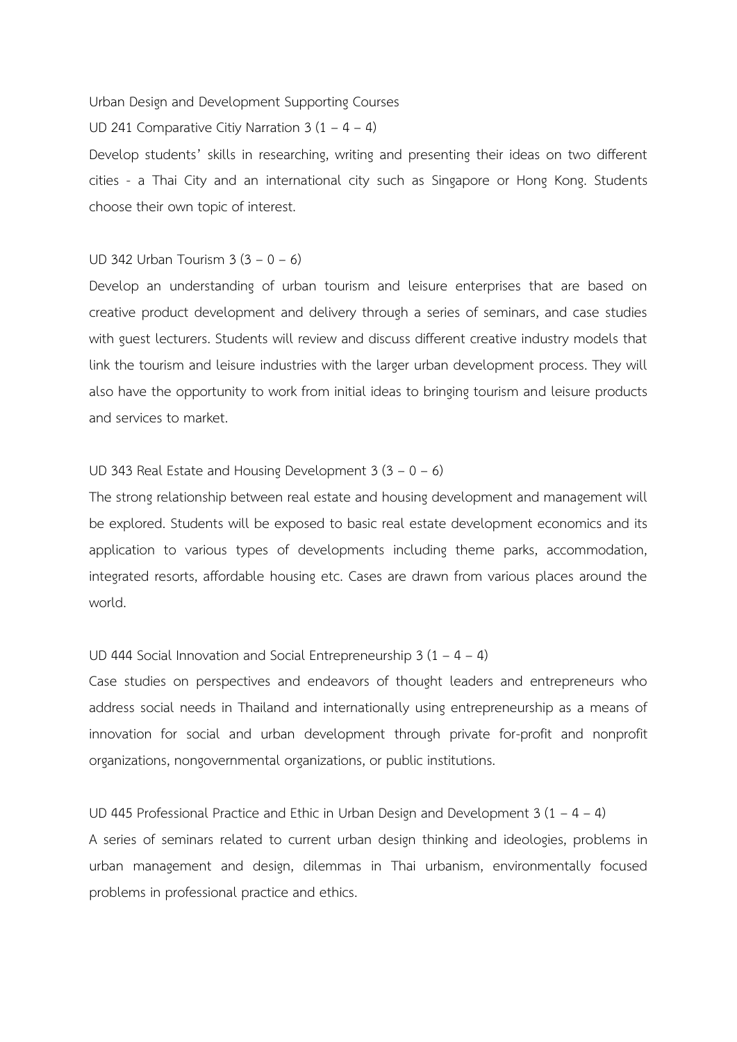Urban Design and Development Supporting Courses

UD 241 Comparative Citiy Narration 3 (1 – 4 – 4)

Develop students' skills in researching, writing and presenting their ideas on two different cities - a Thai City and an international city such as Singapore or Hong Kong. Students choose their own topic of interest.

UD 342 Urban Tourism 3 (3 – 0 – 6)

Develop an understanding of urban tourism and leisure enterprises that are based on creative product development and delivery through a series of seminars, and case studies with guest lecturers. Students will review and discuss different creative industry models that link the tourism and leisure industries with the larger urban development process. They will also have the opportunity to work from initial ideas to bringing tourism and leisure products and services to market.

UD 343 Real Estate and Housing Development 3 (3 – 0 – 6)

The strong relationship between real estate and housing development and management will be explored. Students will be exposed to basic real estate development economics and its application to various types of developments including theme parks, accommodation, integrated resorts, affordable housing etc. Cases are drawn from various places around the world.

UD 444 Social Innovation and Social Entrepreneurship 3 (1 – 4 – 4)

Case studies on perspectives and endeavors of thought leaders and entrepreneurs who address social needs in Thailand and internationally using entrepreneurship as a means of innovation for social and urban development through private for-profit and nonprofit organizations, nongovernmental organizations, or public institutions.

UD 445 Professional Practice and Ethic in Urban Design and Development 3 (1 – 4 – 4)

A series of seminars related to current urban design thinking and ideologies, problems in urban management and design, dilemmas in Thai urbanism, environmentally focused problems in professional practice and ethics.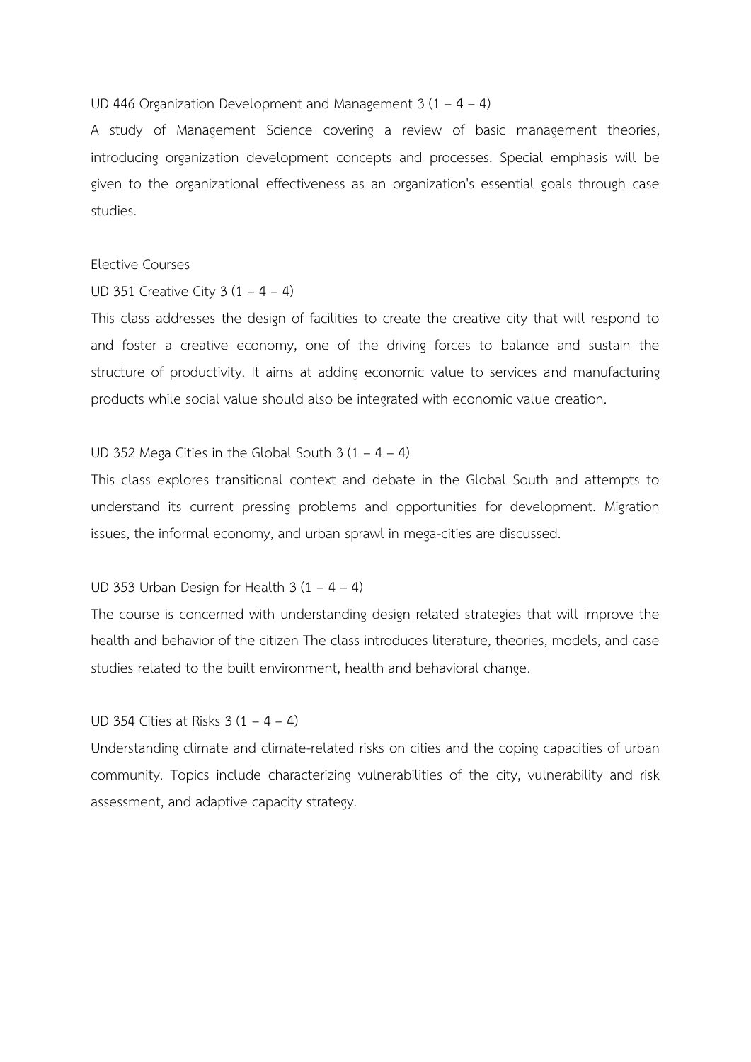UD 446 Organization Development and Management 3 (1 – 4 – 4)

A study of Management Science covering a review of basic management theories, introducing organization development concepts and processes. Special emphasis will be given to the organizational effectiveness as an organization's essential goals through case studies.

Elective Courses

UD 351 Creative City 3 (1 – 4 – 4)

This class addresses the design of facilities to create the creative city that will respond to and foster a creative economy, one of the driving forces to balance and sustain the structure of productivity. It aims at adding economic value to services and manufacturing products while social value should also be integrated with economic value creation.

UD 352 Mega Cities in the Global South 3 (1 – 4 – 4)

This class explores transitional context and debate in the Global South and attempts to understand its current pressing problems and opportunities for development. Migration issues, the informal economy, and urban sprawl in mega-cities are discussed.

UD 353 Urban Design for Health 3 (1 – 4 – 4)

The course is concerned with understanding design related strategies that will improve the health and behavior of the citizen The class introduces literature, theories, models, and case studies related to the built environment, health and behavioral change.

UD 354 Cities at Risks 3 (1 – 4 – 4)

Understanding climate and climate-related risks on cities and the coping capacities of urban community. Topics include characterizing vulnerabilities of the city, vulnerability and risk assessment, and adaptive capacity strategy.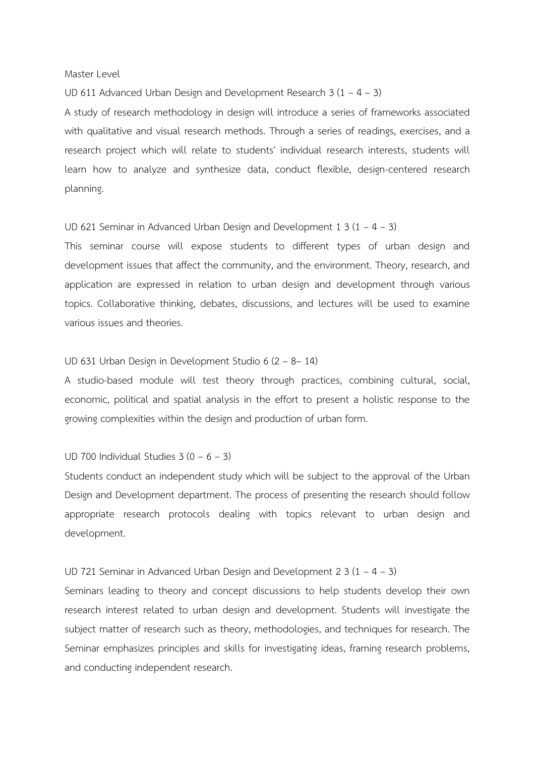Master Level

UD 611 Advanced Urban Design and Development Research 3 (1 – 4 – 3)

A study of research methodology in design will introduce a series of frameworks associated with qualitative and visual research methods. Through a series of readings, exercises, and a research project which will relate to students' individual research interests, students will learn how to analyze and synthesize data, conduct flexible, design-centered research planning.

UD 621 Seminar in Advanced Urban Design and Development 1 3 (1 – 4 – 3)

This seminar course will expose students to different types of urban design and development issues that affect the community, and the environment. Theory, research, and application are expressed in relation to urban design and development through various topics. Collaborative thinking, debates, discussions, and lectures will be used to examine various issues and theories.

UD 631 Urban Design in Development Studio 6 (2 – 8– 14)

A studio-based module will test theory through practices, combining cultural, social, economic, political and spatial analysis in the effort to present a holistic response to the growing complexities within the design and production of urban form.

UD 700 Individual Studies 3 (0 – 6 – 3)

Students conduct an independent study which will be subject to the approval of the Urban Design and Development department. The process of presenting the research should follow appropriate research protocols dealing with topics relevant to urban design and development.

UD 721 Seminar in Advanced Urban Design and Development 2 3 (1 – 4 – 3)

Seminars leading to theory and concept discussions to help students develop their own research interest related to urban design and development. Students will investigate the subject matter of research such as theory, methodologies, and techniques for research. The Seminar emphasizes principles and skills for investigating ideas, framing research problems, and conducting independent research.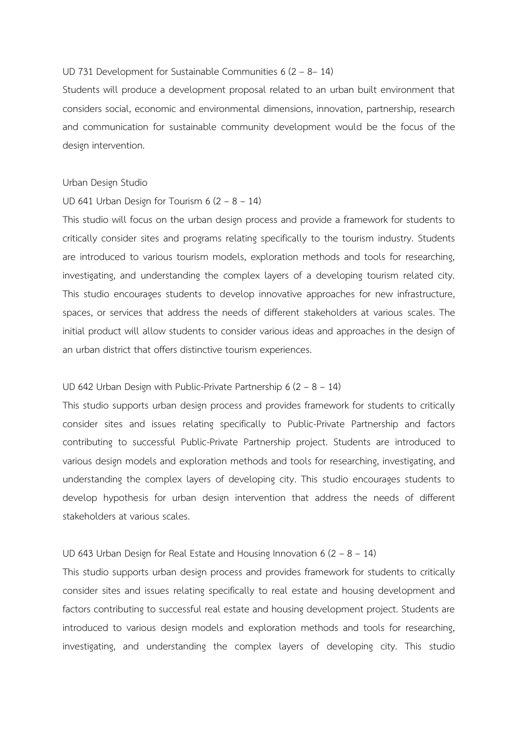UD 731 Development for Sustainable Communities 6 (2 – 8– 14)

Students will produce a development proposal related to an urban built environment that considers social, economic and environmental dimensions, innovation, partnership, research and communication for sustainable community development would be the focus of the design intervention.

Urban Design Studio

UD 641 Urban Design for Tourism 6 (2 – 8 – 14)

This studio will focus on the urban design process and provide a framework for students to critically consider sites and programs relating specifically to the tourism industry. Students are introduced to various tourism models, exploration methods and tools for researching, investigating, and understanding the complex layers of a developing tourism related city. This studio encourages students to develop innovative approaches for new infrastructure, spaces, or services that address the needs of different stakeholders at various scales. The initial product will allow students to consider various ideas and approaches in the design of an urban district that offers distinctive tourism experiences.

UD 642 Urban Design with Public-Private Partnership 6 (2 – 8 – 14)

This studio supports urban design process and provides framework for students to critically consider sites and issues relating specifically to Public-Private Partnership and factors contributing to successful Public-Private Partnership project. Students are introduced to various design models and exploration methods and tools for researching, investigating, and understanding the complex layers of developing city. This studio encourages students to develop hypothesis for urban design intervention that address the needs of different stakeholders at various scales.

UD 643 Urban Design for Real Estate and Housing Innovation 6 (2 – 8 – 14)

This studio supports urban design process and provides framework for students to critically consider sites and issues relating specifically to real estate and housing development and factors contributing to successful real estate and housing development project. Students are introduced to various design models and exploration methods and tools for researching, investigating, and understanding the complex layers of developing city. This studio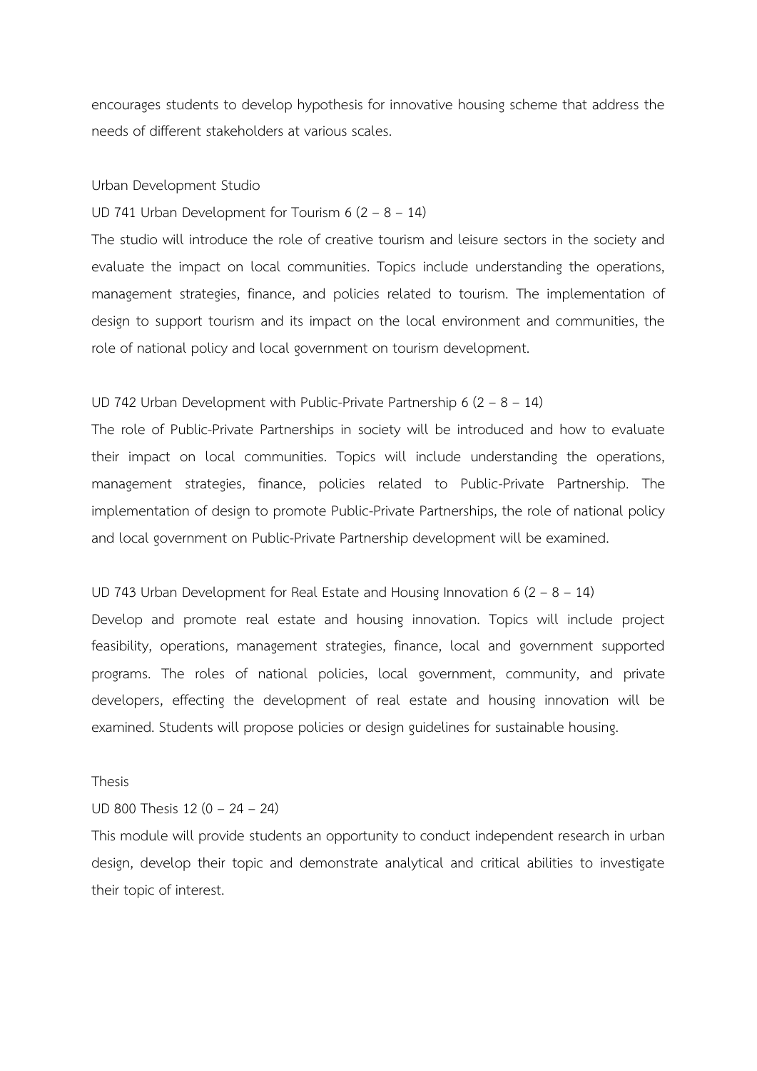encourages students to develop hypothesis for innovative housing scheme that address the needs of different stakeholders at various scales.

Urban Development Studio

UD 741 Urban Development for Tourism 6 (2 – 8 – 14)

The studio will introduce the role of creative tourism and leisure sectors in the society and evaluate the impact on local communities. Topics include understanding the operations, management strategies, finance, and policies related to tourism. The implementation of design to support tourism and its impact on the local environment and communities, the role of national policy and local government on tourism development.

UD 742 Urban Development with Public-Private Partnership 6 (2 – 8 – 14)

The role of Public-Private Partnerships in society will be introduced and how to evaluate their impact on local communities. Topics will include understanding the operations, management strategies, finance, policies related to Public-Private Partnership. The implementation of design to promote Public-Private Partnerships, the role of national policy and local government on Public-Private Partnership development will be examined.

UD 743 Urban Development for Real Estate and Housing Innovation 6 (2 – 8 – 14)

Develop and promote real estate and housing innovation. Topics will include project feasibility, operations, management strategies, finance, local and government supported programs. The roles of national policies, local government, community, and private developers, effecting the development of real estate and housing innovation will be examined. Students will propose policies or design guidelines for sustainable housing.

Thesis

UD 800 Thesis 12 (0 – 24 – 24)

This module will provide students an opportunity to conduct independent research in urban design, develop their topic and demonstrate analytical and critical abilities to investigate their topic of interest.